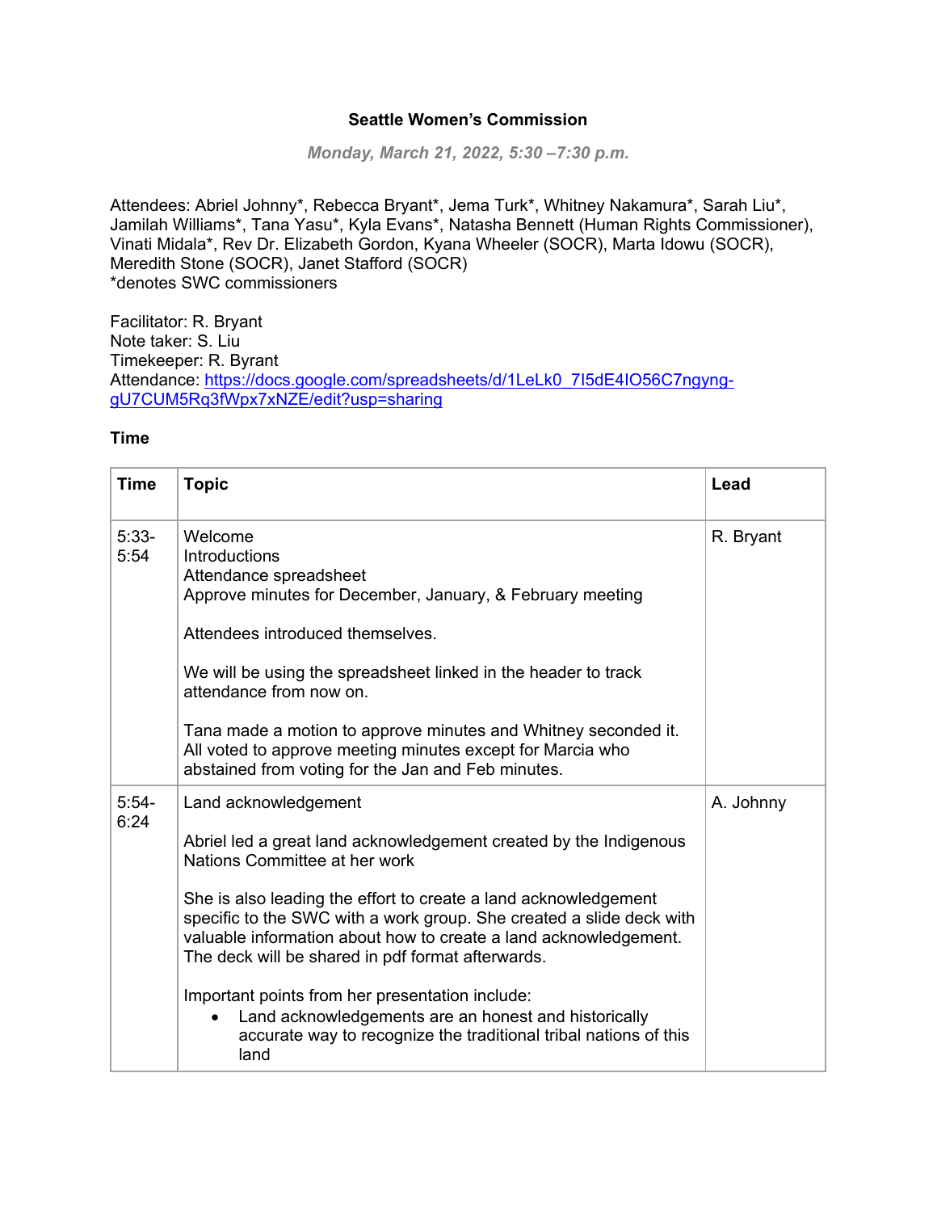**Seattle Women's Commission**

*Monday, March 21, 2022, 5:30 –7:30 p.m.*

Attendees: Abriel Johnny*, Rebecca Bryant*, Jema Turk*, Whitney Nakamura*, Sarah Liu*, Jamilah Williams*, Tana Yasu*, Kyla Evans*, Natasha Bennett (Human Rights Commissioner), Vinati Midala*, Rev Dr. Elizabeth Gordon, Kyana Wheeler (SOCR), Marta Idowu (SOCR), Meredith Stone (SOCR), Janet Stafford (SOCR)
*denotes SWC commissioners

Facilitator: R. Bryant
Note taker: S. Liu
Timekeeper: R. Byrant
Attendance: https://docs.google.com/spreadsheets/d/1LeLk0_7I5dE4IO56C7ngyng-gU7CUM5Rq3fWpx7xNZE/edit?usp=sharing

**Time**

| Time | Topic | Lead |
|---|---|---|
| 5:33-5:54 | Welcome<br>Introductions<br>Attendance spreadsheet<br>Approve minutes for December, January, & February meeting<br><br>Attendees introduced themselves.<br><br>We will be using the spreadsheet linked in the header to track attendance from now on.<br><br>Tana made a motion to approve minutes and Whitney seconded it. All voted to approve meeting minutes except for Marcia who abstained from voting for the Jan and Feb minutes. | R. Bryant |
| 5:54-6:24 | Land acknowledgement<br><br>Abriel led a great land acknowledgement created by the Indigenous Nations Committee at her work<br><br>She is also leading the effort to create a land acknowledgement specific to the SWC with a work group. She created a slide deck with valuable information about how to create a land acknowledgement. The deck will be shared in pdf format afterwards.<br><br>Important points from her presentation include:<br>• Land acknowledgements are an honest and historically accurate way to recognize the traditional tribal nations of this land | A. Johnny |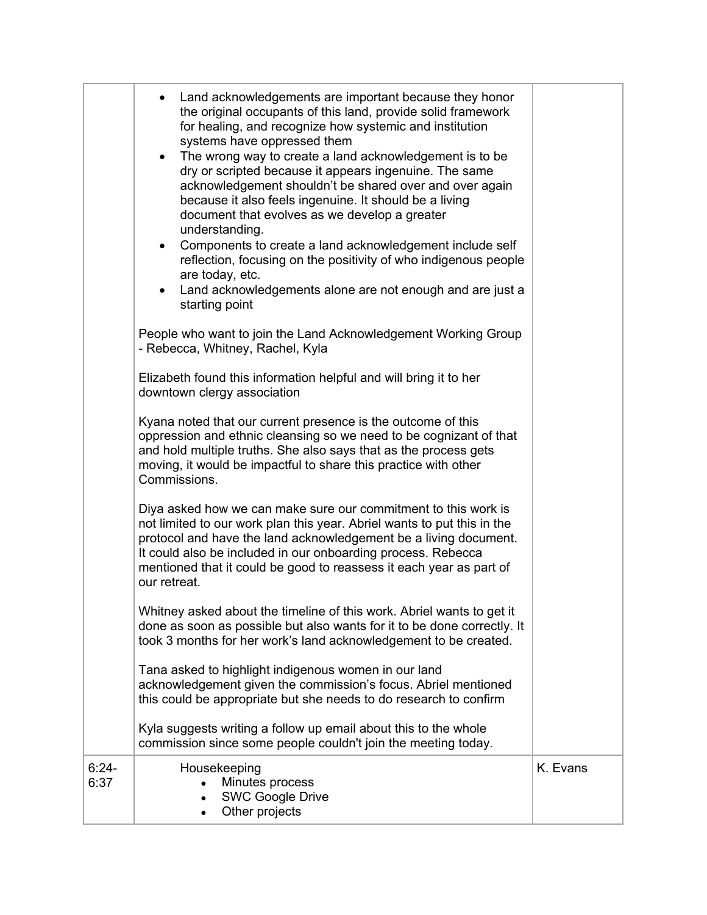| | | |
|---|---|---|
| | • Land acknowledgements are important because they honor the original occupants of this land, provide solid framework for healing, and recognize how systemic and institution systems have oppressed them<br>• The wrong way to create a land acknowledgement is to be dry or scripted because it appears ingenuine. The same acknowledgement shouldn't be shared over and over again because it also feels ingenuine. It should be a living document that evolves as we develop a greater understanding.<br>• Components to create a land acknowledgement include self reflection, focusing on the positivity of who indigenous people are today, etc.<br>• Land acknowledgements alone are not enough and are just a starting point<br><br>People who want to join the Land Acknowledgement Working Group - Rebecca, Whitney, Rachel, Kyla<br><br>Elizabeth found this information helpful and will bring it to her downtown clergy association<br><br>Kyana noted that our current presence is the outcome of this oppression and ethnic cleansing so we need to be cognizant of that and hold multiple truths. She also says that as the process gets moving, it would be impactful to share this practice with other Commissions.<br><br>Diya asked how we can make sure our commitment to this work is not limited to our work plan this year. Abriel wants to put this in the protocol and have the land acknowledgement be a living document. It could also be included in our onboarding process. Rebecca mentioned that it could be good to reassess it each year as part of our retreat.<br><br>Whitney asked about the timeline of this work. Abriel wants to get it done as soon as possible but also wants for it to be done correctly. It took 3 months for her work's land acknowledgement to be created.<br><br>Tana asked to highlight indigenous women in our land acknowledgement given the commission's focus. Abriel mentioned this could be appropriate but she needs to do research to confirm<br><br>Kyla suggests writing a follow up email about this to the whole commission since some people couldn't join the meeting today. | |
| 6:24-6:37 | Housekeeping<br>• Minutes process<br>• SWC Google Drive<br>• Other projects | K. Evans |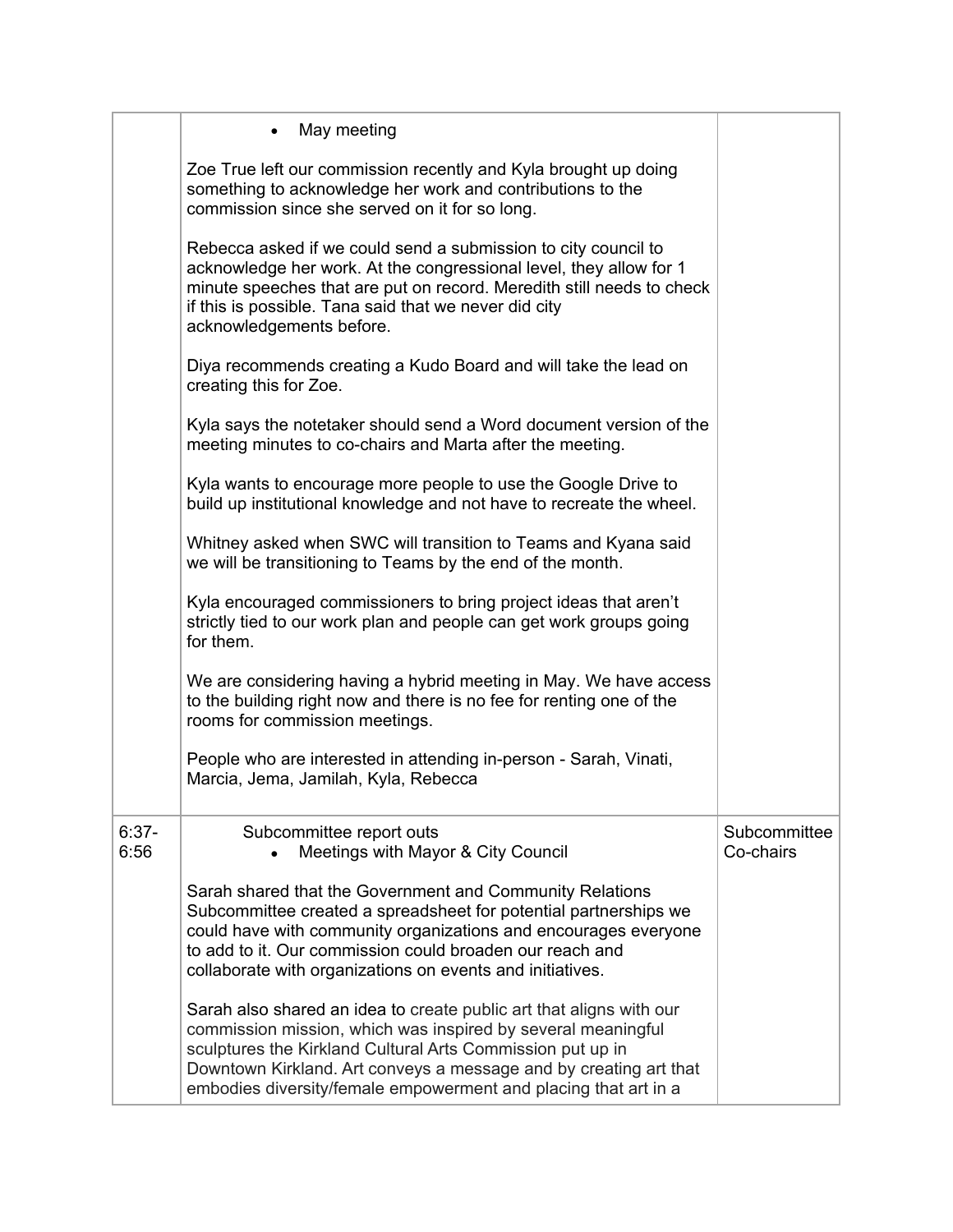| | | |
|---|---|---|
| | • May meeting<br><br>Zoe True left our commission recently and Kyla brought up doing something to acknowledge her work and contributions to the commission since she served on it for so long.<br><br>Rebecca asked if we could send a submission to city council to acknowledge her work. At the congressional level, they allow for 1 minute speeches that are put on record. Meredith still needs to check if this is possible. Tana said that we never did city acknowledgements before.<br><br>Diya recommends creating a Kudo Board and will take the lead on creating this for Zoe.<br><br>Kyla says the notetaker should send a Word document version of the meeting minutes to co-chairs and Marta after the meeting.<br><br>Kyla wants to encourage more people to use the Google Drive to build up institutional knowledge and not have to recreate the wheel.<br><br>Whitney asked when SWC will transition to Teams and Kyana said we will be transitioning to Teams by the end of the month.<br><br>Kyla encouraged commissioners to bring project ideas that aren't strictly tied to our work plan and people can get work groups going for them.<br><br>We are considering having a hybrid meeting in May. We have access to the building right now and there is no fee for renting one of the rooms for commission meetings.<br><br>People who are interested in attending in-person - Sarah, Vinati, Marcia, Jema, Jamilah, Kyla, Rebecca | |
| 6:37-6:56 | Subcommittee report outs<br>• Meetings with Mayor & City Council<br><br>Sarah shared that the Government and Community Relations Subcommittee created a spreadsheet for potential partnerships we could have with community organizations and encourages everyone to add to it. Our commission could broaden our reach and collaborate with organizations on events and initiatives.<br><br>Sarah also shared an idea to create public art that aligns with our commission mission, which was inspired by several meaningful sculptures the Kirkland Cultural Arts Commission put up in Downtown Kirkland. Art conveys a message and by creating art that embodies diversity/female empowerment and placing that art in a | Subcommittee Co-chairs |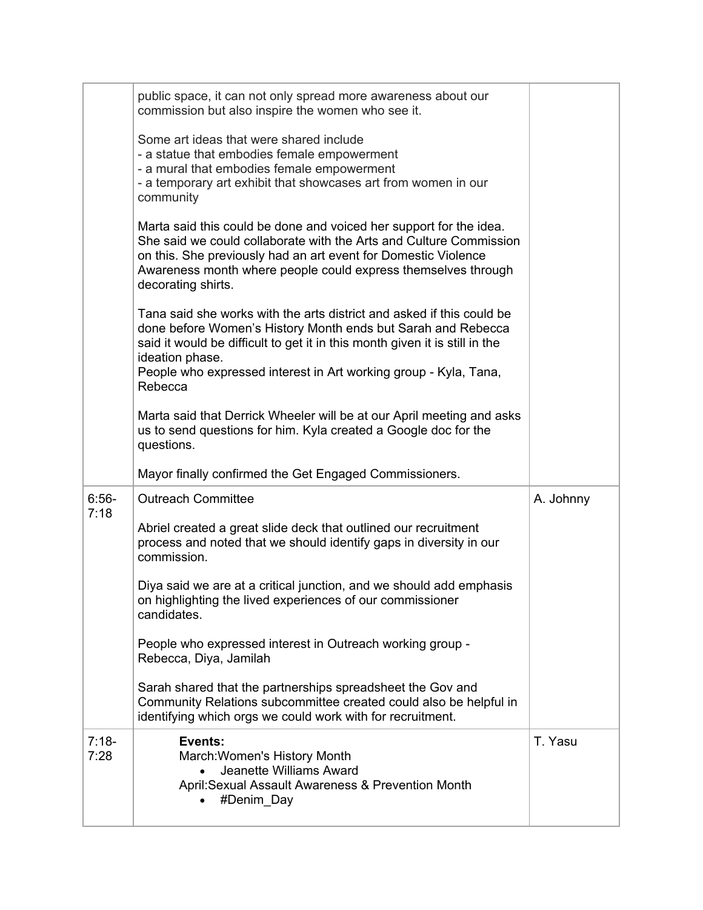| | | |
|---|---|---|
| | public space, it can not only spread more awareness about our commission but also inspire the women who see it.<br><br>Some art ideas that were shared include<br>- a statue that embodies female empowerment<br>- a mural that embodies female empowerment<br>- a temporary art exhibit that showcases art from women in our community<br><br>Marta said this could be done and voiced her support for the idea. She said we could collaborate with the Arts and Culture Commission on this. She previously had an art event for Domestic Violence Awareness month where people could express themselves through decorating shirts.<br><br>Tana said she works with the arts district and asked if this could be done before Women's History Month ends but Sarah and Rebecca said it would be difficult to get it in this month given it is still in the ideation phase.<br>People who expressed interest in Art working group - Kyla, Tana, Rebecca<br><br>Marta said that Derrick Wheeler will be at our April meeting and asks us to send questions for him. Kyla created a Google doc for the questions.<br><br>Mayor finally confirmed the Get Engaged Commissioners. | |
| 6:56-7:18 | Outreach Committee<br><br>Abriel created a great slide deck that outlined our recruitment process and noted that we should identify gaps in diversity in our commission.<br><br>Diya said we are at a critical junction, and we should add emphasis on highlighting the lived experiences of our commissioner candidates.<br><br>People who expressed interest in Outreach working group - Rebecca, Diya, Jamilah<br><br>Sarah shared that the partnerships spreadsheet the Gov and Community Relations subcommittee created could also be helpful in identifying which orgs we could work with for recruitment. | A. Johnny |
| 7:18-7:28 | **Events:**<br>March:Women's History Month<br>• Jeanette Williams Award<br>April:Sexual Assault Awareness & Prevention Month<br>• #Denim_Day | T. Yasu |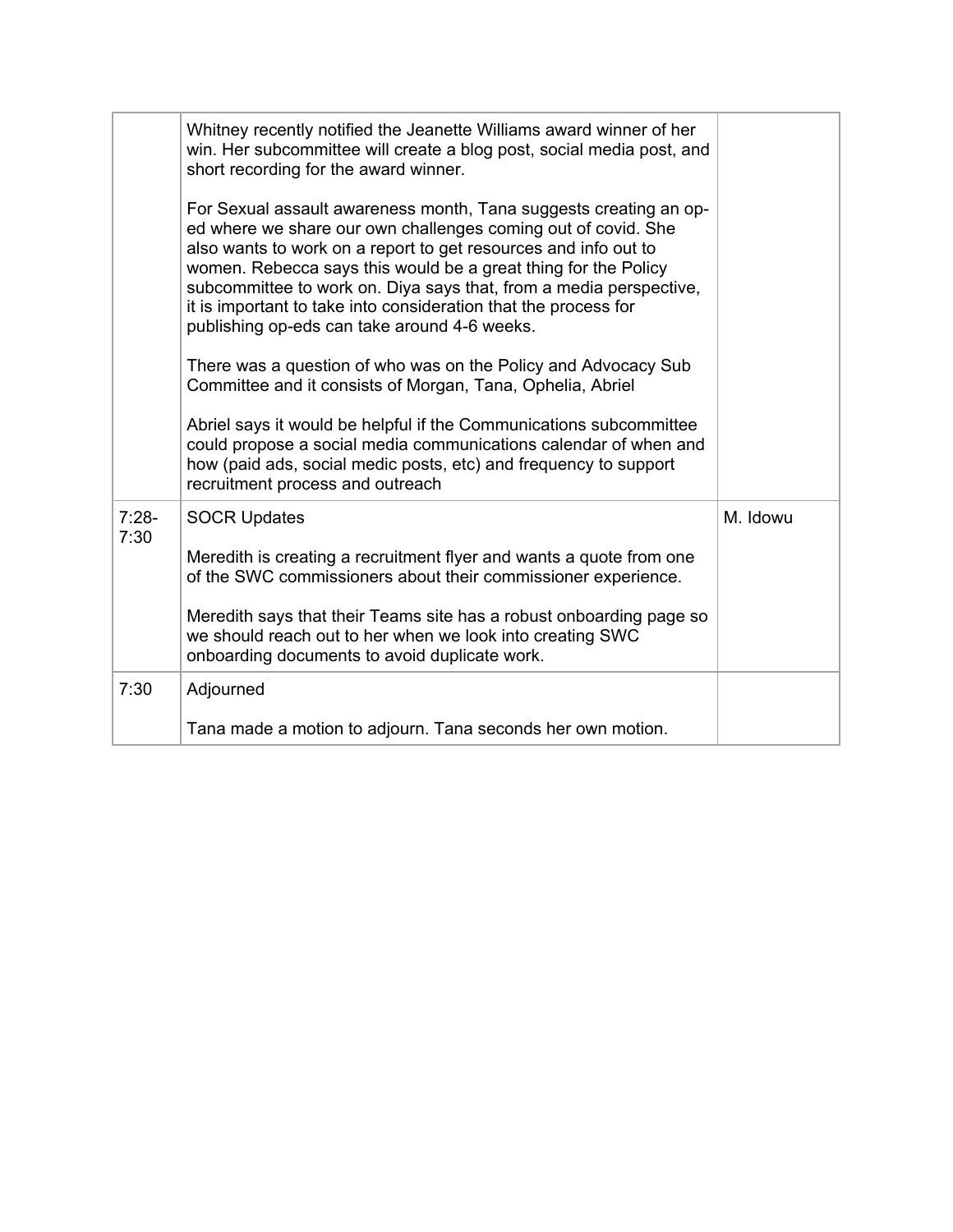| | | |
|---|---|---|
| | Whitney recently notified the Jeanette Williams award winner of her win. Her subcommittee will create a blog post, social media post, and short recording for the award winner.<br><br>For Sexual assault awareness month, Tana suggests creating an op-ed where we share our own challenges coming out of covid. She also wants to work on a report to get resources and info out to women. Rebecca says this would be a great thing for the Policy subcommittee to work on. Diya says that, from a media perspective, it is important to take into consideration that the process for publishing op-eds can take around 4-6 weeks.<br><br>There was a question of who was on the Policy and Advocacy Sub Committee and it consists of Morgan, Tana, Ophelia, Abriel<br><br>Abriel says it would be helpful if the Communications subcommittee could propose a social media communications calendar of when and how (paid ads, social medic posts, etc) and frequency to support recruitment process and outreach | |
| 7:28-7:30 | SOCR Updates<br><br>Meredith is creating a recruitment flyer and wants a quote from one of the SWC commissioners about their commissioner experience.<br><br>Meredith says that their Teams site has a robust onboarding page so we should reach out to her when we look into creating SWC onboarding documents to avoid duplicate work. | M. Idowu |
| 7:30 | Adjourned<br><br>Tana made a motion to adjourn. Tana seconds her own motion. | |